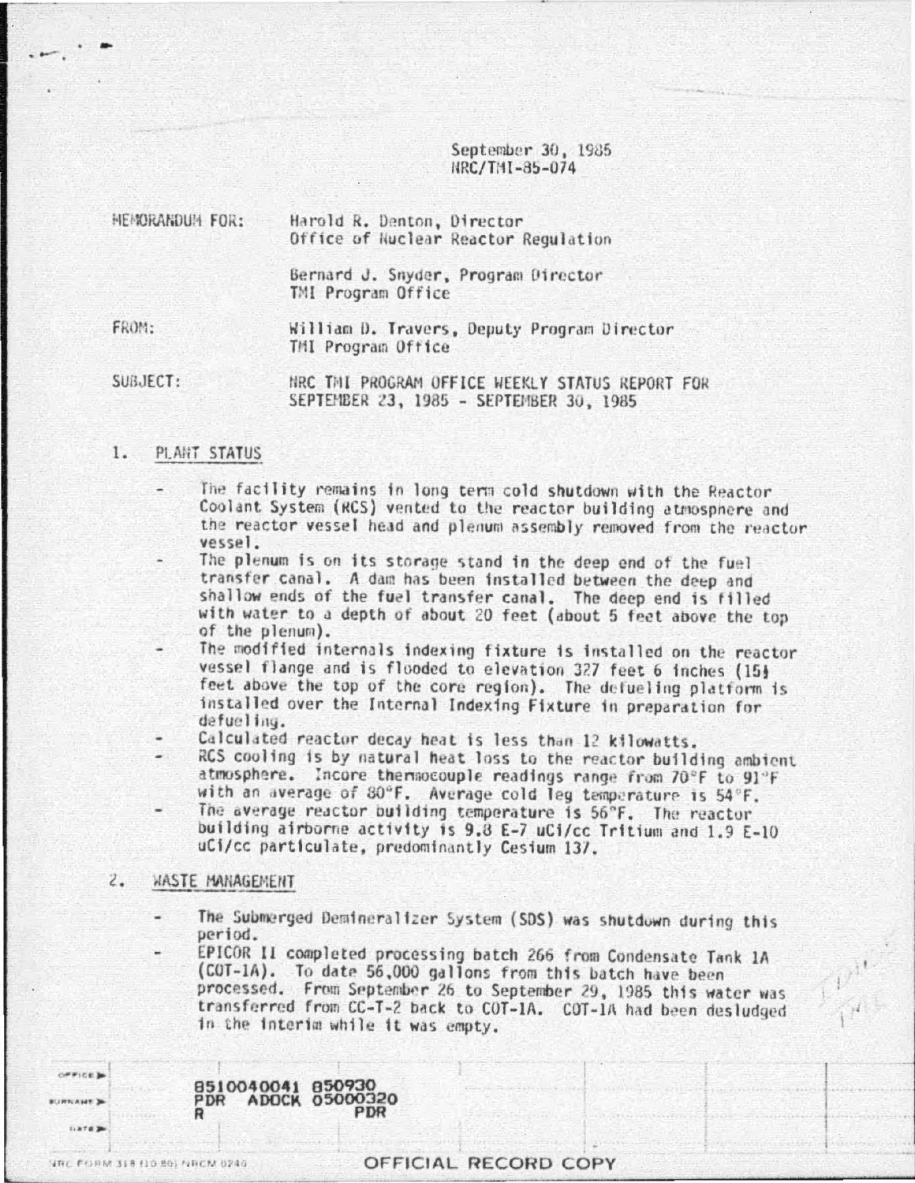September 30, 1985
NRC/TMI-85-074

MEMORANDUM FOR: Harold R. Denton, Director
Office of Nuclear Reactor Regulation

Bernard J. Snyder, Program Director
TMI Program Office

FROM: William D. Travers, Deputy Program Director
TMI Program Office

SUBJECT: NRC TMI PROGRAM OFFICE WEEKLY STATUS REPORT FOR SEPTEMBER 23, 1985 - SEPTEMBER 30, 1985

## 1. PLANT STATUS

- The facility remains in long term cold shutdown with the Reactor Coolant System (RCS) vented to the reactor building atmosphere and the reactor vessel head and plenum assembly removed from the reactor vessel.
- The plenum is on its storage stand in the deep end of the fuel transfer canal. A dam has been installed between the deep and shallow ends of the fuel transfer canal. The deep end is filled with water to a depth of about 20 feet (about 5 feet above the top of the plenum).
- The modified internals indexing fixture is installed on the reactor vessel flange and is flooded to elevation 327 feet 6 inches (15½ feet above the top of the core region). The defueling platform is installed over the Internal Indexing Fixture in preparation for defueling.
- Calculated reactor decay heat is less than 12 kilowatts.
- RCS cooling is by natural heat loss to the reactor building ambient atmosphere. Incore thermocouple readings range from 70°F to 91°F with an average of 80°F. Average cold leg temperature is 54°F.
- The average reactor building temperature is 56°F. The reactor building airborne activity is 9.8 E-7 uCi/cc Tritium and 1.9 E-10 uCi/cc particulate, predominantly Cesium 137.

## 2. WASTE MANAGEMENT

- The Submerged Demineralizer System (SDS) was shutdown during this period.
- EPICOR II completed processing batch 266 from Condensate Tank 1A (COT-1A). To date 56,000 gallons from this batch have been processed. From September 26 to September 29, 1985 this water was transferred from CC-T-2 back to COT-1A. COT-1A had been desludged in the interim while it was empty.

8510040041 850930
PDR ADOCK 05000320
R PDR

OFFICIAL RECORD COPY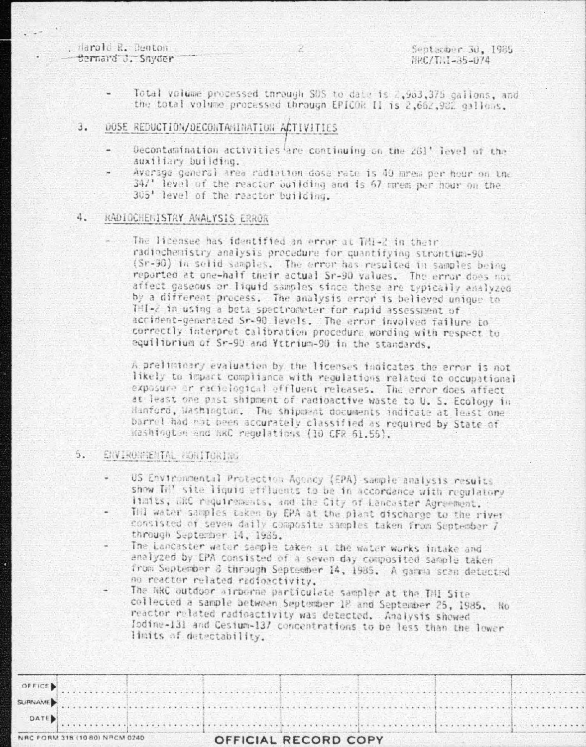- Total volume processed through SDS to date is 2,963,375 gallons, and the total volume processed through EPICOR II is 2,662,982 gallons.

## 3. DOSE REDUCTION/DECONTAMINATION ACTIVITIES

- Decontamination activities are continuing on the 281' level of the auxiliary building.
- Average general area radiation dose rate is 40 mrem per hour on the 347' level of the reactor building and is 67 mrem per hour on the 305' level of the reactor building.

## 4. RADIOCHEMISTRY ANALYSIS ERROR

- The licensee has identified an error at TMI-2 in their radiochemistry analysis procedure for quantifying strontium-90 (Sr-90) in solid samples. The error has resulted in samples being reported at one-half their actual Sr-90 values. The error does not affect gaseous or liquid samples since these are typically analyzed by a different process. The analysis error is believed unique to TMI-2 in using a beta spectrometer for rapid assessment of accident-generated Sr-90 levels. The error involved failure to correctly interpret calibration procedure wording with respect to equilibrium of Sr-90 and Yttrium-90 in the standards.

  A preliminary evaluation by the licensee indicates the error is not likely to impact compliance with regulations related to occupational exposure or radiological effluent releases. The error does affect at least one past shipment of radioactive waste to U. S. Ecology in Hanford, Washington. The shipment documents indicate at least one barrel had not been accurately classified as required by State of Washington and NRC regulations (10 CFR 61.55).

## 5. ENVIRONMENTAL MONITORING

- US Environmental Protection Agency (EPA) sample analysis results show TMI site liquid effluents to be in accordance with regulatory limits, NRC requirements, and the City of Lancaster Agreement.
- TMI water samples taken by EPA at the plant discharge to the river consisted of seven daily composite samples taken from September 7 through September 14, 1985.
- The Lancaster water sample taken at the water works intake and analyzed by EPA consisted of a seven day composited sample taken from September 8 through September 14, 1985. A gamma scan detected no reactor related radioactivity.
- The NRC outdoor airborne particulate sampler at the TMI Site collected a sample between September 18 and September 25, 1985. No reactor related radioactivity was detected. Analysis showed Iodine-131 and Cesium-137 concentrations to be less than the lower limits of detectability.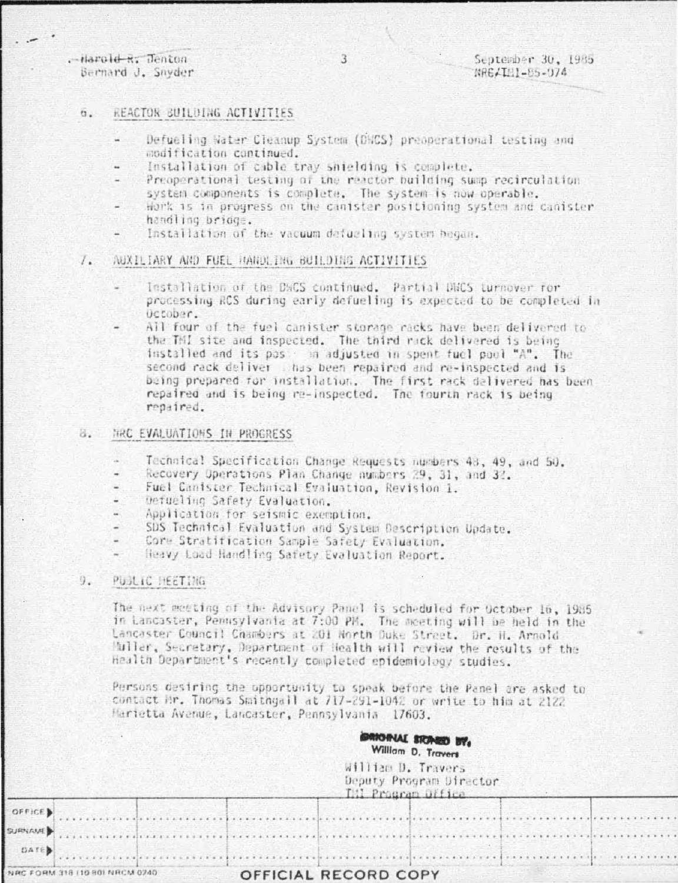Harold R. Denton
Bernard J. Snyder

September 30, 1985
NRC/TMI-85-074

6. REACTOR BUILDING ACTIVITIES

- Defueling Water Cleanup System (DWCS) preoperational testing and modification continued.
- Installation of cable tray shielding is complete.
- Preoperational testing of the reactor building sump recirculation system components is complete. The system is now operable.
- Work is in progress on the canister positioning system and canister handling bridge.
- Installation of the vacuum defueling system began.

7. AUXILIARY AND FUEL HANDLING BUILDING ACTIVITIES

- Installation of the DWCS continued. Partial DWCS turnover for processing RCS during early defueling is expected to be completed in October.
- All four of the fuel canister storage racks have been delivered to the TMI site and inspected. The third rack delivered is being installed and its position adjusted in spent fuel pool "A". The second rack delivered has been repaired and re-inspected and is being prepared for installation. The first rack delivered has been repaired and is being re-inspected. The fourth rack is being repaired.

8. NRC EVALUATIONS IN PROGRESS

- Technical Specification Change Requests numbers 48, 49, and 50.
- Recovery Operations Plan Change numbers 29, 31, and 32.
- Fuel Canister Technical Evaluation, Revision 1.
- Defueling Safety Evaluation.
- Application for seismic exemption.
- SDS Technical Evaluation and System Description Update.
- Core Stratification Sample Safety Evaluation.
- Heavy Load Handling Safety Evaluation Report.

9. PUBLIC MEETING

The next meeting of the Advisory Panel is scheduled for October 16, 1985 in Lancaster, Pennsylvania at 7:00 PM. The meeting will be held in the Lancaster Council Chambers at 201 North Duke Street. Dr. H. Arnold Muller, Secretary, Department of Health will review the results of the Health Department's recently completed epidemiology studies.

Persons desiring the opportunity to speak before the Panel are asked to contact Mr. Thomas Smithgall at 717-291-1042 or write to him at 2122 Marietta Avenue, Lancaster, Pennsylvania 17603.

ORIGINAL SIGNED BY,
William D. Travers

William D. Travers
Deputy Program Director
TMI Program Office

| OFFICE ▶ | | | | | | |
|---|---|---|---|---|---|---|
| SURNAME ▶ | | | | | | |
| DATE ▶ | | | | | | |

NRC FORM 318 (10/80) NRCM 0240

OFFICIAL RECORD COPY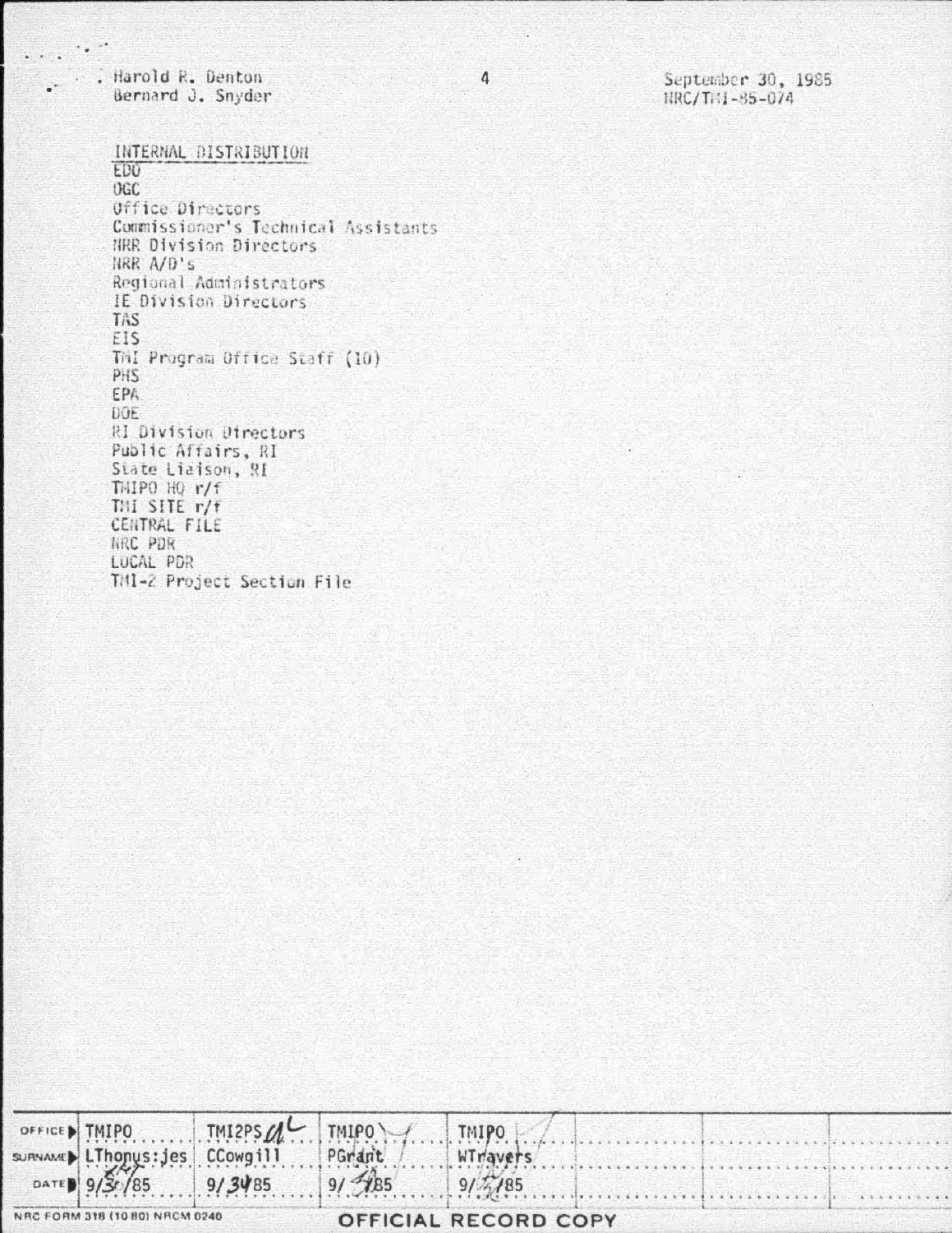Harold R. Denton
Bernard J. Snyder

September 30, 1985
NRC/TMI-85-074

INTERNAL DISTRIBUTION
EDO
OGC
Office Directors
Commissioner's Technical Assistants
NRR Division Directors
NRR A/D's
Regional Administrators
IE Division Directors
TAS
EIS
TMI Program Office Staff (10)
PHS
EPA
DOE
RI Division Directors
Public Affairs, RI
State Liaison, RI
TMIPO HQ r/f
TMI SITE r/f
CENTRAL FILE
NRC PDR
LOCAL PDR
TMI-2 Project Section File

| OFFICE | TMIPO | TMI2PS | TMIPO | TMIPO | | | |
|---|---|---|---|---|---|---|---|
| SURNAME | LThonus:jes | CCowgill | PGrant | WTravers | | | |
| DATE | 9/30/85 | 9/30/85 | 9/ /85 | 9/ /85 | | | |

NRC FORM 318 (10 80) NRCM 0240

OFFICIAL RECORD COPY